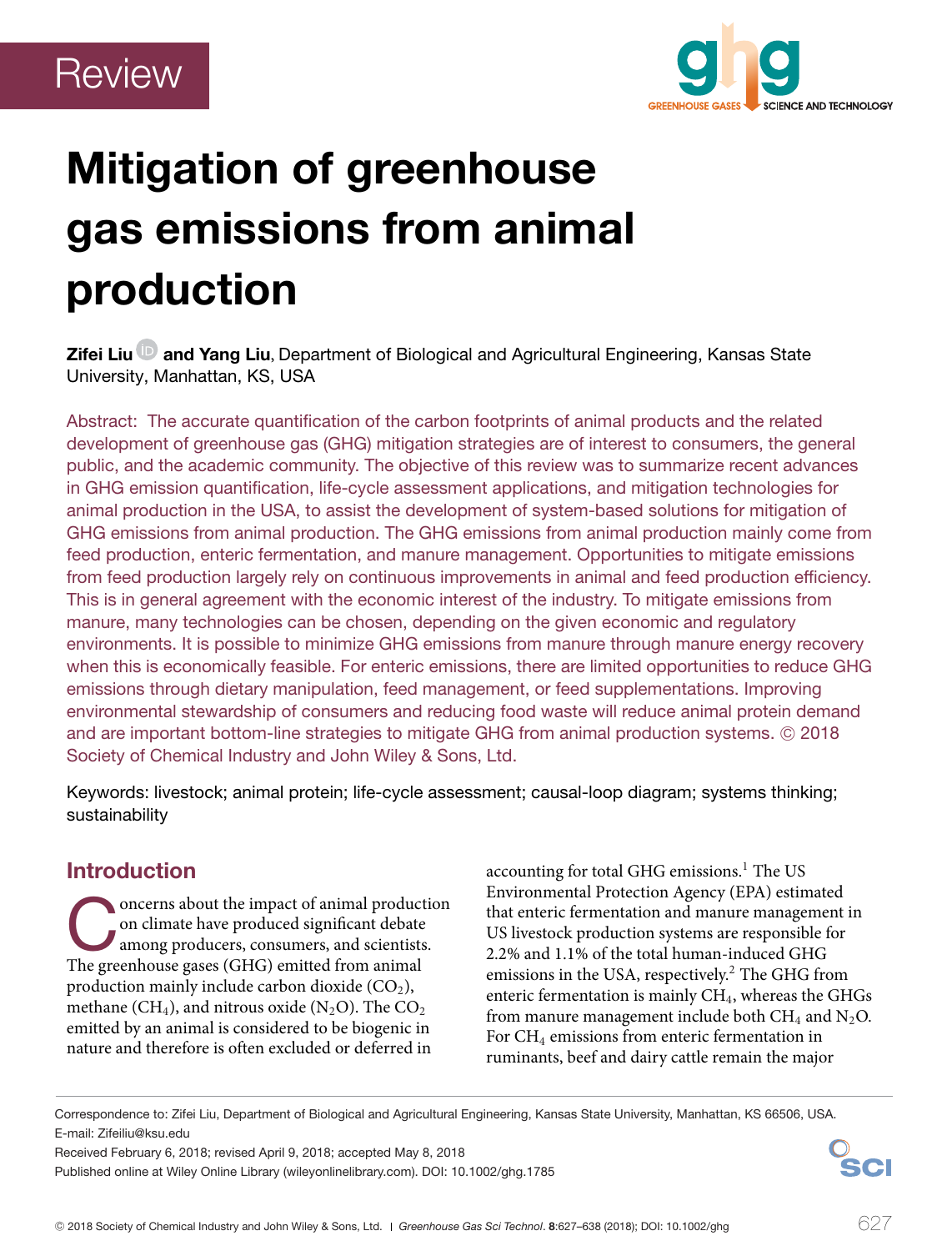Review

# Mitigation of greenhouse gas emissions from animal production

**Zifei Liu** and **Yang Liu**, Department of Biological and Agricultural Engineering, Kansas State University, Manhattan, KS, USA

Abstract: The accurate quantification of the carbon footprints of animal products and the related development of greenhouse gas (GHG) mitigation strategies are of interest to consumers, the general public, and the academic community. The objective of this review was to summarize recent advances in GHG emission quantification, life-cycle assessment applications, and mitigation technologies for animal production in the USA, to assist the development of system-based solutions for mitigation of GHG emissions from animal production. The GHG emissions from animal production mainly come from feed production, enteric fermentation, and manure management. Opportunities to mitigate emissions from feed production largely rely on continuous improvements in animal and feed production efficiency. This is in general agreement with the economic interest of the industry. To mitigate emissions from manure, many technologies can be chosen, depending on the given economic and regulatory environments. It is possible to minimize GHG emissions from manure through manure energy recovery when this is economically feasible. For enteric emissions, there are limited opportunities to reduce GHG emissions through dietary manipulation, feed management, or feed supplementations. Improving environmental stewardship of consumers and reducing food waste will reduce animal protein demand and are important bottom-line strategies to mitigate GHG from animal production systems. © 2018 Society of Chemical Industry and John Wiley & Sons, Ltd.

Keywords: livestock; animal protein; life-cycle assessment; causal-loop diagram; systems thinking; sustainability

## Introduction

Concerns about the impact of animal production on climate have produced significant debate among producers, consumers, and scientists. The greenhouse gases (GHG) emitted from animal production mainly include carbon dioxide ($CO_2$), methane ($CH_4$), and nitrous oxide ($N_2O$). The $CO_2$ emitted by an animal is considered to be biogenic in nature and therefore is often excluded or deferred in accounting for total GHG emissions.[1] The US Environmental Protection Agency (EPA) estimated that enteric fermentation and manure management in US livestock production systems are responsible for 2.2% and 1.1% of the total human-induced GHG emissions in the USA, respectively.[2] The GHG from enteric fermentation is mainly $CH_4$, whereas the GHGs from manure management include both $CH_4$ and $N_2O$. For $CH_4$ emissions from enteric fermentation in ruminants, beef and dairy cattle remain the major

Correspondence to: Zifei Liu, Department of Biological and Agricultural Engineering, Kansas State University, Manhattan, KS 66506, USA.
E-mail: Zifeiliu@ksu.edu

Received February 6, 2018; revised April 9, 2018; accepted May 8, 2018

Published online at Wiley Online Library (wileyonlinelibrary.com). DOI: 10.1002/ghg.1785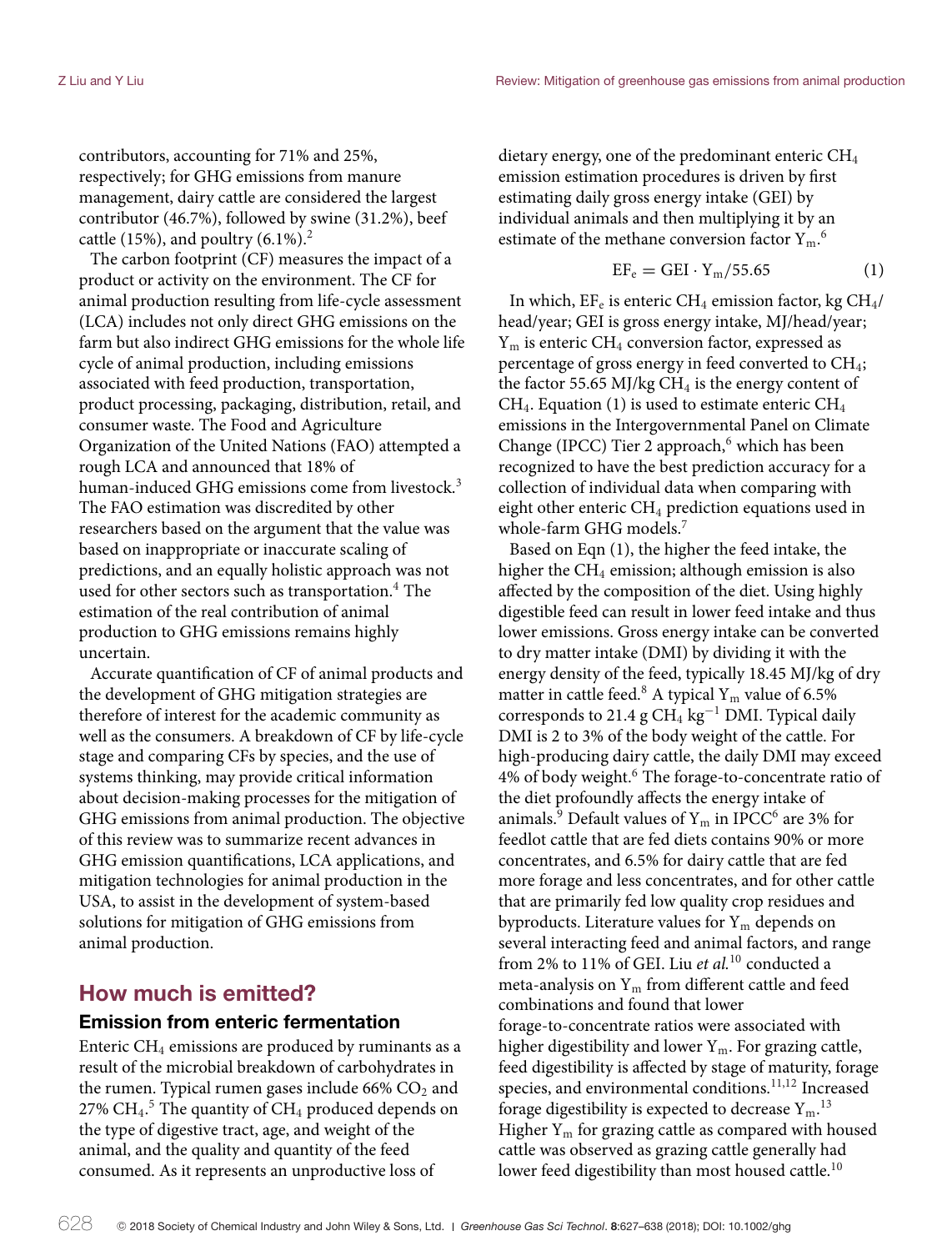contributors, accounting for 71% and 25%, respectively; for GHG emissions from manure management, dairy cattle are considered the largest contributor (46.7%), followed by swine (31.2%), beef cattle (15%), and poultry (6.1%).[2]

The carbon footprint (CF) measures the impact of a product or activity on the environment. The CF for animal production resulting from life-cycle assessment (LCA) includes not only direct GHG emissions on the farm but also indirect GHG emissions for the whole life cycle of animal production, including emissions associated with feed production, transportation, product processing, packaging, distribution, retail, and consumer waste. The Food and Agriculture Organization of the United Nations (FAO) attempted a rough LCA and announced that 18% of human-induced GHG emissions come from livestock.[3] The FAO estimation was discredited by other researchers based on the argument that the value was based on inappropriate or inaccurate scaling of predictions, and an equally holistic approach was not used for other sectors such as transportation.[4] The estimation of the real contribution of animal production to GHG emissions remains highly uncertain.

Accurate quantification of CF of animal products and the development of GHG mitigation strategies are therefore of interest for the academic community as well as the consumers. A breakdown of CF by life-cycle stage and comparing CFs by species, and the use of systems thinking, may provide critical information about decision-making processes for the mitigation of GHG emissions from animal production. The objective of this review was to summarize recent advances in GHG emission quantifications, LCA applications, and mitigation technologies for animal production in the USA, to assist in the development of system-based solutions for mitigation of GHG emissions from animal production.

## How much is emitted?

### Emission from enteric fermentation

Enteric $CH_4$ emissions are produced by ruminants as a result of the microbial breakdown of carbohydrates in the rumen. Typical rumen gases include 66% $CO_2$ and 27% $CH_4$.[5] The quantity of $CH_4$ produced depends on the type of digestive tract, age, and weight of the animal, and the quality and quantity of the feed consumed. As it represents an unproductive loss of dietary energy, one of the predominant enteric $CH_4$ emission estimation procedures is driven by first estimating daily gross energy intake (GEI) by individual animals and then multiplying it by an estimate of the methane conversion factor $Y_m$.[6]

$$EF_e = GEI \cdot Y_m / 55.65 \qquad (1)$$

In which, $EF_e$ is enteric $CH_4$ emission factor, kg $CH_4$/head/year; GEI is gross energy intake, MJ/head/year; $Y_m$ is enteric $CH_4$ conversion factor, expressed as percentage of gross energy in feed converted to $CH_4$; the factor 55.65 MJ/kg $CH_4$ is the energy content of $CH_4$. Equation (1) is used to estimate enteric $CH_4$ emissions in the Intergovernmental Panel on Climate Change (IPCC) Tier 2 approach,[6] which has been recognized to have the best prediction accuracy for a collection of individual data when comparing with eight other enteric $CH_4$ prediction equations used in whole-farm GHG models.[7]

Based on Eqn (1), the higher the feed intake, the higher the $CH_4$ emission; although emission is also affected by the composition of the diet. Using highly digestible feed can result in lower feed intake and thus lower emissions. Gross energy intake can be converted to dry matter intake (DMI) by dividing it with the energy density of the feed, typically 18.45 MJ/kg of dry matter in cattle feed.[8] A typical $Y_m$ value of 6.5% corresponds to 21.4 g $CH_4$ $kg^{-1}$ DMI. Typical daily DMI is 2 to 3% of the body weight of the cattle. For high-producing dairy cattle, the daily DMI may exceed 4% of body weight.[6] The forage-to-concentrate ratio of the diet profoundly affects the energy intake of animals.[9] Default values of $Y_m$ in IPCC[6] are 3% for feedlot cattle that are fed diets contains 90% or more concentrates, and 6.5% for dairy cattle that are fed more forage and less concentrates, and for other cattle that are primarily fed low quality crop residues and byproducts. Literature values for $Y_m$ depends on several interacting feed and animal factors, and range from 2% to 11% of GEI. Liu *et al.*[10] conducted a meta-analysis on $Y_m$ from different cattle and feed combinations and found that lower forage-to-concentrate ratios were associated with higher digestibility and lower $Y_m$. For grazing cattle, feed digestibility is affected by stage of maturity, forage species, and environmental conditions.[11,12] Increased forage digestibility is expected to decrease $Y_m$.[13] Higher $Y_m$ for grazing cattle as compared with housed cattle was observed as grazing cattle generally had lower feed digestibility than most housed cattle.[10]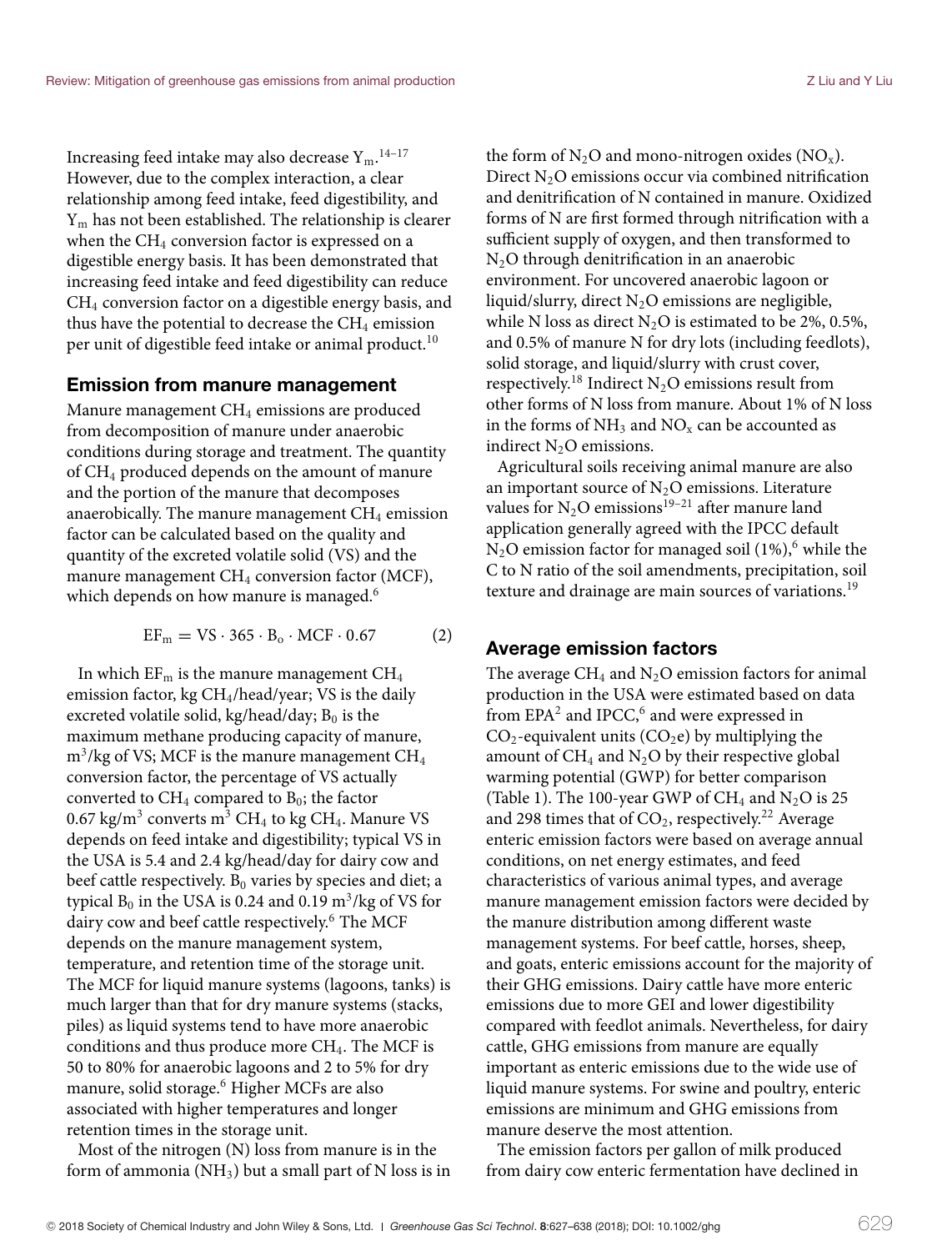Increasing feed intake may also decrease $Y_m$.[14–17] However, due to the complex interaction, a clear relationship among feed intake, feed digestibility, and $Y_m$ has not been established. The relationship is clearer when the $CH_4$ conversion factor is expressed on a digestible energy basis. It has been demonstrated that increasing feed intake and feed digestibility can reduce $CH_4$ conversion factor on a digestible energy basis, and thus have the potential to decrease the $CH_4$ emission per unit of digestible feed intake or animal product.[10]

## Emission from manure management

Manure management $CH_4$ emissions are produced from decomposition of manure under anaerobic conditions during storage and treatment. The quantity of $CH_4$ produced depends on the amount of manure and the portion of the manure that decomposes anaerobically. The manure management $CH_4$ emission factor can be calculated based on the quality and quantity of the excreted volatile solid (VS) and the manure management $CH_4$ conversion factor (MCF), which depends on how manure is managed.[6]

$$EF_m = VS \cdot 365 \cdot B_o \cdot MCF \cdot 0.67 \qquad (2)$$

In which $EF_m$ is the manure management $CH_4$ emission factor, kg $CH_4$/head/year; VS is the daily excreted volatile solid, kg/head/day; $B_0$ is the maximum methane producing capacity of manure, $m^3$/kg of VS; MCF is the manure management $CH_4$ conversion factor, the percentage of VS actually converted to $CH_4$ compared to $B_0$; the factor 0.67 kg/$m^3$ converts $m^3$ $CH_4$ to kg $CH_4$. Manure VS depends on feed intake and digestibility; typical VS in the USA is 5.4 and 2.4 kg/head/day for dairy cow and beef cattle respectively. $B_0$ varies by species and diet; a typical $B_0$ in the USA is 0.24 and 0.19 $m^3$/kg of VS for dairy cow and beef cattle respectively.[6] The MCF depends on the manure management system, temperature, and retention time of the storage unit. The MCF for liquid manure systems (lagoons, tanks) is much larger than that for dry manure systems (stacks, piles) as liquid systems tend to have more anaerobic conditions and thus produce more $CH_4$. The MCF is 50 to 80% for anaerobic lagoons and 2 to 5% for dry manure, solid storage.[6] Higher MCFs are also associated with higher temperatures and longer retention times in the storage unit.

Most of the nitrogen (N) loss from manure is in the form of ammonia ($NH_3$) but a small part of N loss is in the form of $N_2O$ and mono-nitrogen oxides ($NO_x$). Direct $N_2O$ emissions occur via combined nitrification and denitrification of N contained in manure. Oxidized forms of N are first formed through nitrification with a sufficient supply of oxygen, and then transformed to $N_2O$ through denitrification in an anaerobic environment. For uncovered anaerobic lagoon or liquid/slurry, direct $N_2O$ emissions are negligible, while N loss as direct $N_2O$ is estimated to be 2%, 0.5%, and 0.5% of manure N for dry lots (including feedlots), solid storage, and liquid/slurry with crust cover, respectively.[18] Indirect $N_2O$ emissions result from other forms of N loss from manure. About 1% of N loss in the forms of $NH_3$ and $NO_x$ can be accounted as indirect $N_2O$ emissions.

Agricultural soils receiving animal manure are also an important source of $N_2O$ emissions. Literature values for $N_2O$ emissions[19–21] after manure land application generally agreed with the IPCC default $N_2O$ emission factor for managed soil (1%),[6] while the C to N ratio of the soil amendments, precipitation, soil texture and drainage are main sources of variations.[19]

## Average emission factors

The average $CH_4$ and $N_2O$ emission factors for animal production in the USA were estimated based on data from EPA[2] and IPCC,[6] and were expressed in $CO_2$-equivalent units ($CO_2e$) by multiplying the amount of $CH_4$ and $N_2O$ by their respective global warming potential (GWP) for better comparison (Table 1). The 100-year GWP of $CH_4$ and $N_2O$ is 25 and 298 times that of $CO_2$, respectively.[22] Average enteric emission factors were based on average annual conditions, on net energy estimates, and feed characteristics of various animal types, and average manure management emission factors were decided by the manure distribution among different waste management systems. For beef cattle, horses, sheep, and goats, enteric emissions account for the majority of their GHG emissions. Dairy cattle have more enteric emissions due to more GEI and lower digestibility compared with feedlot animals. Nevertheless, for dairy cattle, GHG emissions from manure are equally important as enteric emissions due to the wide use of liquid manure systems. For swine and poultry, enteric emissions are minimum and GHG emissions from manure deserve the most attention.

The emission factors per gallon of milk produced from dairy cow enteric fermentation have declined in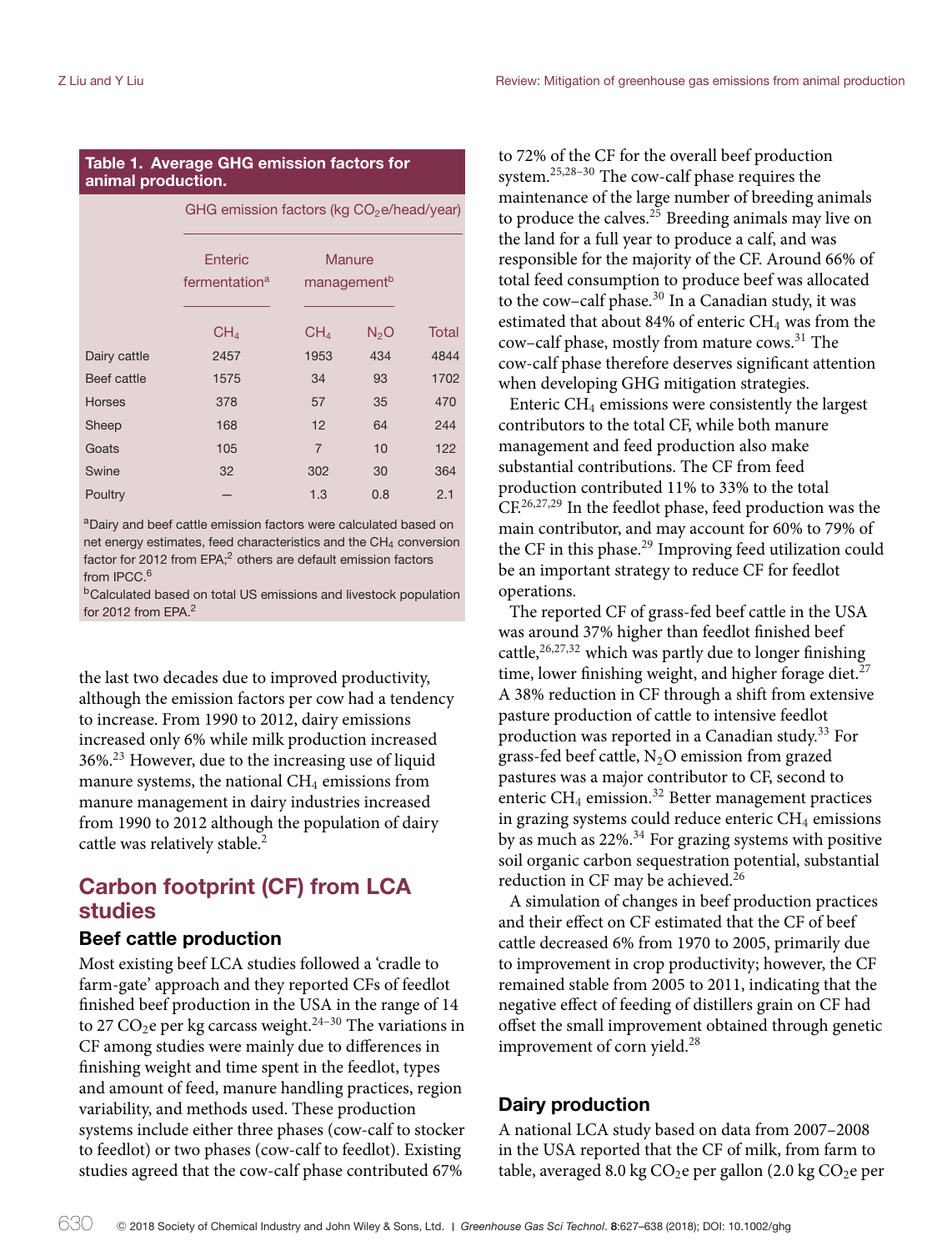**Table 1. Average GHG emission factors for animal production.**

| | GHG emission factors (kg $CO_2$e/head/year) | | | |
|---|---|---|---|---|
| | Enteric fermentation[a] | Manure management[b] | | |
| | $CH_4$ | $CH_4$ | $N_2O$ | Total |
| Dairy cattle | 2457 | 1953 | 434 | 4844 |
| Beef cattle | 1575 | 34 | 93 | 1702 |
| Horses | 378 | 57 | 35 | 470 |
| Sheep | 168 | 12 | 64 | 244 |
| Goats | 105 | 7 | 10 | 122 |
| Swine | 32 | 302 | 30 | 364 |
| Poultry | — | 1.3 | 0.8 | 2.1 |

[a]Dairy and beef cattle emission factors were calculated based on net energy estimates, feed characteristics and the $CH_4$ conversion factor for 2012 from EPA;[2] others are default emission factors from IPCC.[6]

[b]Calculated based on total US emissions and livestock population for 2012 from EPA.[2]

the last two decades due to improved productivity, although the emission factors per cow had a tendency to increase. From 1990 to 2012, dairy emissions increased only 6% while milk production increased 36%.[23] However, due to the increasing use of liquid manure systems, the national $CH_4$ emissions from manure management in dairy industries increased from 1990 to 2012 although the population of dairy cattle was relatively stable.[2]

## Carbon footprint (CF) from LCA studies

### Beef cattle production

Most existing beef LCA studies followed a 'cradle to farm-gate' approach and they reported CFs of feedlot finished beef production in the USA in the range of 14 to 27 $CO_2$e per kg carcass weight.[24–30] The variations in CF among studies were mainly due to differences in finishing weight and time spent in the feedlot, types and amount of feed, manure handling practices, region variability, and methods used. These production systems include either three phases (cow-calf to stocker to feedlot) or two phases (cow-calf to feedlot). Existing studies agreed that the cow-calf phase contributed 67% to 72% of the CF for the overall beef production system.[25,28–30] The cow-calf phase requires the maintenance of the large number of breeding animals to produce the calves.[25] Breeding animals may live on the land for a full year to produce a calf, and was responsible for the majority of the CF. Around 66% of total feed consumption to produce beef was allocated to the cow–calf phase.[30] In a Canadian study, it was estimated that about 84% of enteric $CH_4$ was from the cow–calf phase, mostly from mature cows.[31] The cow-calf phase therefore deserves significant attention when developing GHG mitigation strategies.

Enteric $CH_4$ emissions were consistently the largest contributors to the total CF, while both manure management and feed production also make substantial contributions. The CF from feed production contributed 11% to 33% to the total CF.[26,27,29] In the feedlot phase, feed production was the main contributor, and may account for 60% to 79% of the CF in this phase.[29] Improving feed utilization could be an important strategy to reduce CF for feedlot operations.

The reported CF of grass-fed beef cattle in the USA was around 37% higher than feedlot finished beef cattle,[26,27,32] which was partly due to longer finishing time, lower finishing weight, and higher forage diet.[27] A 38% reduction in CF through a shift from extensive pasture production of cattle to intensive feedlot production was reported in a Canadian study.[33] For grass-fed beef cattle, $N_2O$ emission from grazed pastures was a major contributor to CF, second to enteric $CH_4$ emission.[32] Better management practices in grazing systems could reduce enteric $CH_4$ emissions by as much as 22%.[34] For grazing systems with positive soil organic carbon sequestration potential, substantial reduction in CF may be achieved.[26]

A simulation of changes in beef production practices and their effect on CF estimated that the CF of beef cattle decreased 6% from 1970 to 2005, primarily due to improvement in crop productivity; however, the CF remained stable from 2005 to 2011, indicating that the negative effect of feeding of distillers grain on CF had offset the small improvement obtained through genetic improvement of corn yield.[28]

### Dairy production

A national LCA study based on data from 2007–2008 in the USA reported that the CF of milk, from farm to table, averaged 8.0 kg $CO_2$e per gallon (2.0 kg $CO_2$e per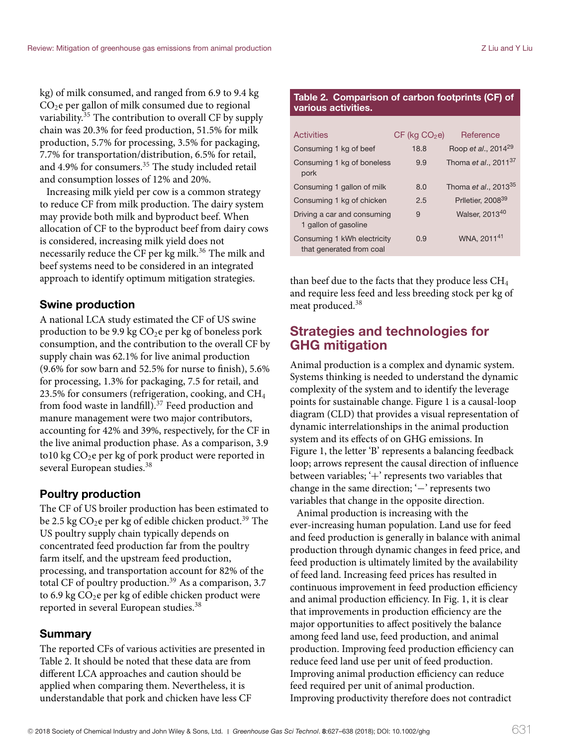kg) of milk consumed, and ranged from 6.9 to 9.4 kg $CO_2$e per gallon of milk consumed due to regional variability.[35] The contribution to overall CF by supply chain was 20.3% for feed production, 51.5% for milk production, 5.7% for processing, 3.5% for packaging, 7.7% for transportation/distribution, 6.5% for retail, and 4.9% for consumers.[35] The study included retail and consumption losses of 12% and 20%.

Increasing milk yield per cow is a common strategy to reduce CF from milk production. The dairy system may provide both milk and byproduct beef. When allocation of CF to the byproduct beef from dairy cows is considered, increasing milk yield does not necessarily reduce the CF per kg milk.[36] The milk and beef systems need to be considered in an integrated approach to identify optimum mitigation strategies.

### Swine production

A national LCA study estimated the CF of US swine production to be 9.9 kg $CO_2$e per kg of boneless pork consumption, and the contribution to the overall CF by supply chain was 62.1% for live animal production (9.6% for sow barn and 52.5% for nurse to finish), 5.6% for processing, 1.3% for packaging, 7.5 for retail, and 23.5% for consumers (refrigeration, cooking, and $CH_4$ from food waste in landfill).[37] Feed production and manure management were two major contributors, accounting for 42% and 39%, respectively, for the CF in the live animal production phase. As a comparison, 3.9 to10 kg $CO_2$e per kg of pork product were reported in several European studies.[38]

### Poultry production

The CF of US broiler production has been estimated to be 2.5 kg $CO_2$e per kg of edible chicken product.[39] The US poultry supply chain typically depends on concentrated feed production far from the poultry farm itself, and the upstream feed production, processing, and transportation account for 82% of the total CF of poultry production.[39] As a comparison, 3.7 to 6.9 kg $CO_2$e per kg of edible chicken product were reported in several European studies.[38]

### Summary

The reported CFs of various activities are presented in Table 2. It should be noted that these data are from different LCA approaches and caution should be applied when comparing them. Nevertheless, it is understandable that pork and chicken have less CF than beef due to the facts that they produce less $CH_4$ and require less feed and less breeding stock per kg of meat produced.[38]

**Table 2. Comparison of carbon footprints (CF) of various activities.**

| Activities | CF (kg $CO_2$e) | Reference |
|---|---|---|
| Consuming 1 kg of beef | 18.8 | Roop *et al*., 2014[29] |
| Consuming 1 kg of boneless pork | 9.9 | Thoma *et al*., 2011[37] |
| Consuming 1 gallon of milk | 8.0 | Thoma *et al*., 2013[35] |
| Consuming 1 kg of chicken | 2.5 | Prlletier, 2008[39] |
| Driving a car and consuming 1 gallon of gasoline | 9 | Walser, 2013[40] |
| Consuming 1 kWh electricity that generated from coal | 0.9 | WNA, 2011[41] |

## Strategies and technologies for GHG mitigation

Animal production is a complex and dynamic system. Systems thinking is needed to understand the dynamic complexity of the system and to identify the leverage points for sustainable change. Figure 1 is a causal-loop diagram (CLD) that provides a visual representation of dynamic interrelationships in the animal production system and its effects of on GHG emissions. In Figure 1, the letter 'B' represents a balancing feedback loop; arrows represent the causal direction of influence between variables; '+' represents two variables that change in the same direction; '−' represents two variables that change in the opposite direction.

Animal production is increasing with the ever-increasing human population. Land use for feed and feed production is generally in balance with animal production through dynamic changes in feed price, and feed production is ultimately limited by the availability of feed land. Increasing feed prices has resulted in continuous improvement in feed production efficiency and animal production efficiency. In Fig. 1, it is clear that improvements in production efficiency are the major opportunities to affect positively the balance among feed land use, feed production, and animal production. Improving feed production efficiency can reduce feed land use per unit of feed production. Improving animal production efficiency can reduce feed required per unit of animal production. Improving productivity therefore does not contradict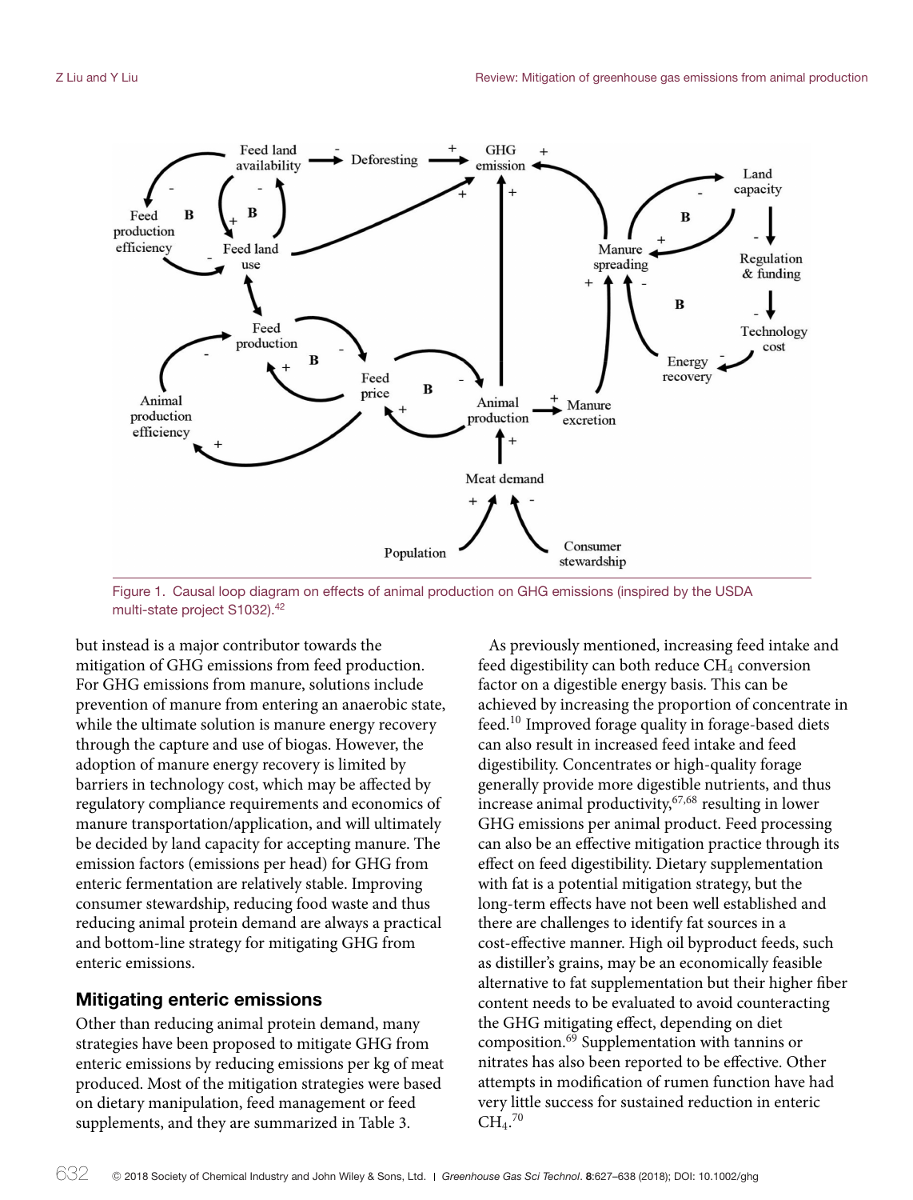Figure 1. Causal loop diagram on effects of animal production on GHG emissions (inspired by the USDA multi-state project S1032).[42]

but instead is a major contributor towards the mitigation of GHG emissions from feed production. For GHG emissions from manure, solutions include prevention of manure from entering an anaerobic state, while the ultimate solution is manure energy recovery through the capture and use of biogas. However, the adoption of manure energy recovery is limited by barriers in technology cost, which may be affected by regulatory compliance requirements and economics of manure transportation/application, and will ultimately be decided by land capacity for accepting manure. The emission factors (emissions per head) for GHG from enteric fermentation are relatively stable. Improving consumer stewardship, reducing food waste and thus reducing animal protein demand are always a practical and bottom-line strategy for mitigating GHG from enteric emissions.

## Mitigating enteric emissions

Other than reducing animal protein demand, many strategies have been proposed to mitigate GHG from enteric emissions by reducing emissions per kg of meat produced. Most of the mitigation strategies were based on dietary manipulation, feed management or feed supplements, and they are summarized in Table 3.

As previously mentioned, increasing feed intake and feed digestibility can both reduce $CH_4$ conversion factor on a digestible energy basis. This can be achieved by increasing the proportion of concentrate in feed.[10] Improved forage quality in forage-based diets can also result in increased feed intake and feed digestibility. Concentrates or high-quality forage generally provide more digestible nutrients, and thus increase animal productivity,[67,68] resulting in lower GHG emissions per animal product. Feed processing can also be an effective mitigation practice through its effect on feed digestibility. Dietary supplementation with fat is a potential mitigation strategy, but the long-term effects have not been well established and there are challenges to identify fat sources in a cost-effective manner. High oil byproduct feeds, such as distiller's grains, may be an economically feasible alternative to fat supplementation but their higher fiber content needs to be evaluated to avoid counteracting the GHG mitigating effect, depending on diet composition.[69] Supplementation with tannins or nitrates has also been reported to be effective. Other attempts in modification of rumen function have had very little success for sustained reduction in enteric $CH_4$.[70]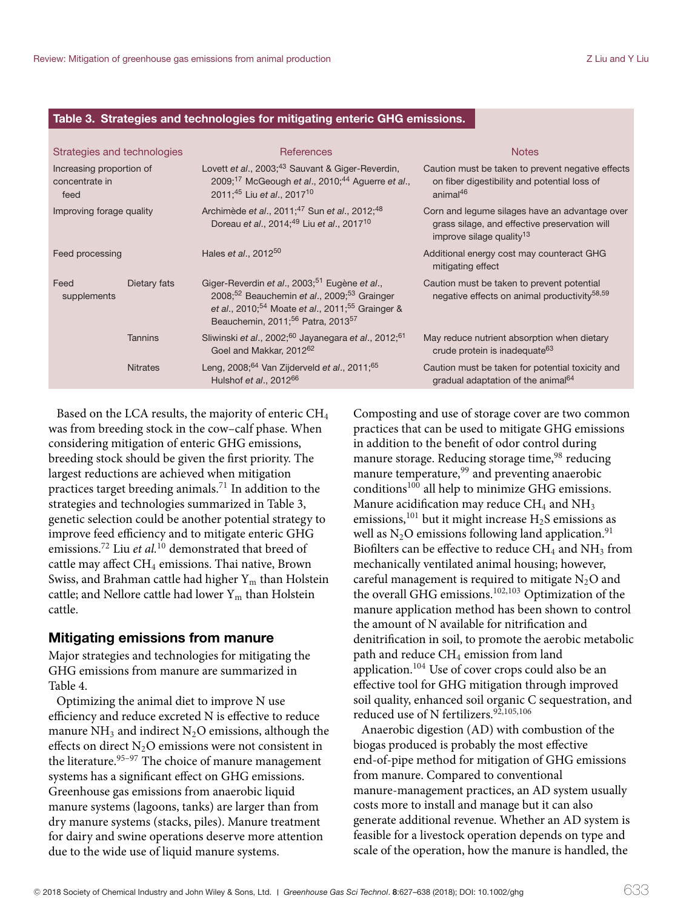**Table 3. Strategies and technologies for mitigating enteric GHG emissions.**

| Strategies and technologies | | References | Notes |
|---|---|---|---|
| Increasing proportion of concentrate in feed | | Lovett *et al*., 2003;[43] Sauvant & Giger-Reverdin, 2009;[17] McGeough *et al*., 2010;[44] Aguerre *et al*., 2011;[45] Liu *et al*., 2017[10] | Caution must be taken to prevent negative effects on fiber digestibility and potential loss of animal[46] |
| Improving forage quality | | Archimède *et al*., 2011;[47] Sun *et al*., 2012;[48] Doreau *et al*., 2014;[49] Liu *et al*., 2017[10] | Corn and legume silages have an advantage over grass silage, and effective preservation will improve silage quality[13] |
| Feed processing | | Hales *et al*., 2012[50] | Additional energy cost may counteract GHG mitigating effect |
| Feed supplements | Dietary fats | Giger-Reverdin *et al*., 2003;[51] Eugène *et al*., 2008;[52] Beauchemin *et al*., 2009;[53] Grainger *et al*., 2010;[54] Moate *et al*., 2011;[55] Grainger & Beauchemin, 2011;[56] Patra, 2013[57] | Caution must be taken to prevent potential negative effects on animal productivity[58,59] |
| | Tannins | Sliwinski *et al*., 2002;[60] Jayanegara *et al*., 2012;[61] Goel and Makkar, 2012[62] | May reduce nutrient absorption when dietary crude protein is inadequate[63] |
| | Nitrates | Leng, 2008;[64] Van Zijderveld *et al*., 2011;[65] Hulshof *et al*., 2012[66] | Caution must be taken for potential toxicity and gradual adaptation of the animal[64] |

Based on the LCA results, the majority of enteric $CH_4$ was from breeding stock in the cow–calf phase. When considering mitigation of enteric GHG emissions, breeding stock should be given the first priority. The largest reductions are achieved when mitigation practices target breeding animals.[71] In addition to the strategies and technologies summarized in Table 3, genetic selection could be another potential strategy to improve feed efficiency and to mitigate enteric GHG emissions.[72] Liu *et al.*[10] demonstrated that breed of cattle may affect $CH_4$ emissions. Thai native, Brown Swiss, and Brahman cattle had higher $Y_m$ than Holstein cattle; and Nellore cattle had lower $Y_m$ than Holstein cattle.

## Mitigating emissions from manure

Major strategies and technologies for mitigating the GHG emissions from manure are summarized in Table 4.

Optimizing the animal diet to improve N use efficiency and reduce excreted N is effective to reduce manure $NH_3$ and indirect $N_2O$ emissions, although the effects on direct $N_2O$ emissions were not consistent in the literature.[95–97] The choice of manure management systems has a significant effect on GHG emissions. Greenhouse gas emissions from anaerobic liquid manure systems (lagoons, tanks) are larger than from dry manure systems (stacks, piles). Manure treatment for dairy and swine operations deserve more attention due to the wide use of liquid manure systems.

Composting and use of storage cover are two common practices that can be used to mitigate GHG emissions in addition to the benefit of odor control during manure storage. Reducing storage time,[98] reducing manure temperature,[99] and preventing anaerobic conditions[100] all help to minimize GHG emissions. Manure acidification may reduce $CH_4$ and $NH_3$ emissions,[101] but it might increase $H_2S$ emissions as well as $N_2O$ emissions following land application.[91] Biofilters can be effective to reduce $CH_4$ and $NH_3$ from mechanically ventilated animal housing; however, careful management is required to mitigate $N_2O$ and the overall GHG emissions.[102,103] Optimization of the manure application method has been shown to control the amount of N available for nitrification and denitrification in soil, to promote the aerobic metabolic path and reduce $CH_4$ emission from land application.[104] Use of cover crops could also be an effective tool for GHG mitigation through improved soil quality, enhanced soil organic C sequestration, and reduced use of N fertilizers.[92,105,106]

Anaerobic digestion (AD) with combustion of the biogas produced is probably the most effective end-of-pipe method for mitigation of GHG emissions from manure. Compared to conventional manure-management practices, an AD system usually costs more to install and manage but it can also generate additional revenue. Whether an AD system is feasible for a livestock operation depends on type and scale of the operation, how the manure is handled, the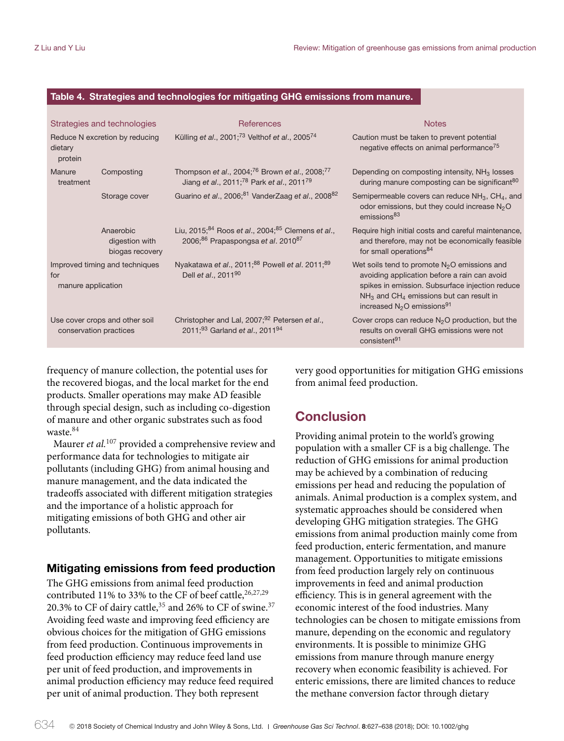**Table 4. Strategies and technologies for mitigating GHG emissions from manure.**

| Strategies and technologies | | References | Notes |
|---|---|---|---|
| Reduce N excretion by reducing dietary protein | | Külling *et al*., 2001;[73] Velthof *et al*., 2005[74] | Caution must be taken to prevent potential negative effects on animal performance[75] |
| Manure treatment | Composting | Thompson *et al*., 2004;[76] Brown *et al*., 2008;[77] Jiang *et al*., 2011;[78] Park *et al*., 2011[79] | Depending on composting intensity, $NH_3$ losses during manure composting can be significant[80] |
| | Storage cover | Guarino *et al*., 2006;[81] VanderZaag *et al*., 2008[82] | Semipermeable covers can reduce $NH_3$, $CH_4$, and odor emissions, but they could increase $N_2O$ emissions[83] |
| | Anaerobic digestion with biogas recovery | Liu, 2015;[84] Roos *et al*., 2004;[85] Clemens *et al*., 2006;[86] Prapaspongsa *et al*. 2010[87] | Require high initial costs and careful maintenance, and therefore, may not be economically feasible for small operations[84] |
| Improved timing and techniques for manure application | | Nyakatawa *et al*., 2011;[88] Powell *et al*. 2011;[89] Dell *et al*., 2011[90] | Wet soils tend to promote $N_2O$ emissions and avoiding application before a rain can avoid spikes in emission. Subsurface injection reduce $NH_3$ and $CH_4$ emissions but can result in increased $N_2O$ emissions[91] |
| Use cover crops and other soil conservation practices | | Christopher and Lal, 2007;[92] Petersen *et al*., 2011;[93] Garland *et al*., 2011[94] | Cover crops can reduce $N_2O$ production, but the results on overall GHG emissions were not consistent[91] |

frequency of manure collection, the potential uses for the recovered biogas, and the local market for the end products. Smaller operations may make AD feasible through special design, such as including co-digestion of manure and other organic substrates such as food waste.[84]

Maurer *et al.*[107] provided a comprehensive review and performance data for technologies to mitigate air pollutants (including GHG) from animal housing and manure management, and the data indicated the tradeoffs associated with different mitigation strategies and the importance of a holistic approach for mitigating emissions of both GHG and other air pollutants.

### Mitigating emissions from feed production

The GHG emissions from animal feed production contributed 11% to 33% to the CF of beef cattle,[26,27,29] 20.3% to CF of dairy cattle,[35] and 26% to CF of swine.[37] Avoiding feed waste and improving feed efficiency are obvious choices for the mitigation of GHG emissions from feed production. Continuous improvements in feed production efficiency may reduce feed land use per unit of feed production, and improvements in animal production efficiency may reduce feed required per unit of animal production. They both represent very good opportunities for mitigation GHG emissions from animal feed production.

## Conclusion

Providing animal protein to the world's growing population with a smaller CF is a big challenge. The reduction of GHG emissions for animal production may be achieved by a combination of reducing emissions per head and reducing the population of animals. Animal production is a complex system, and systematic approaches should be considered when developing GHG mitigation strategies. The GHG emissions from animal production mainly come from feed production, enteric fermentation, and manure management. Opportunities to mitigate emissions from feed production largely rely on continuous improvements in feed and animal production efficiency. This is in general agreement with the economic interest of the food industries. Many technologies can be chosen to mitigate emissions from manure, depending on the economic and regulatory environments. It is possible to minimize GHG emissions from manure through manure energy recovery when economic feasibility is achieved. For enteric emissions, there are limited chances to reduce the methane conversion factor through dietary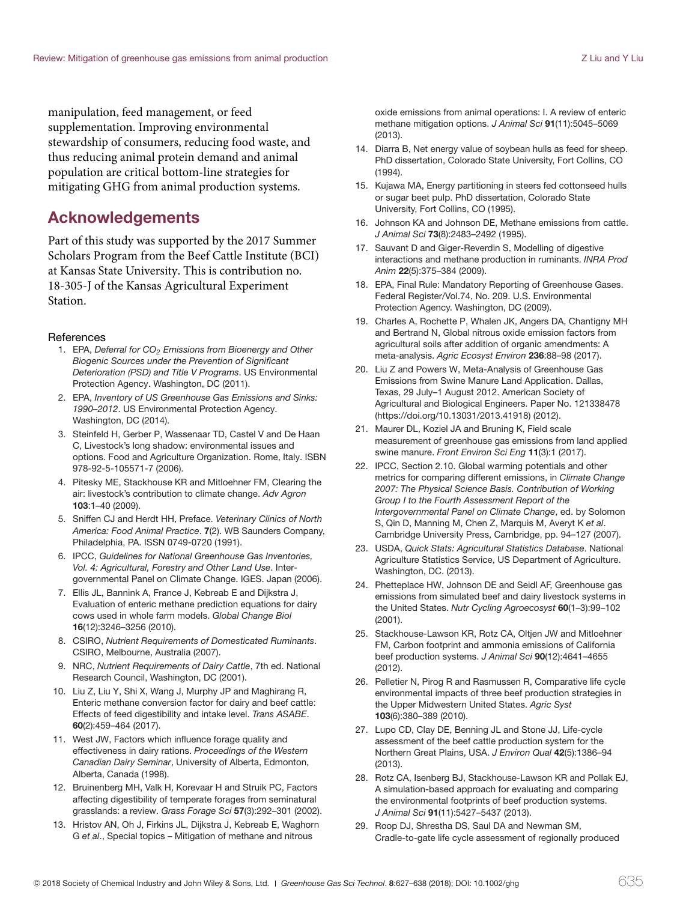manipulation, feed management, or feed supplementation. Improving environmental stewardship of consumers, reducing food waste, and thus reducing animal protein demand and animal population are critical bottom-line strategies for mitigating GHG from animal production systems.

## Acknowledgements

Part of this study was supported by the 2017 Summer Scholars Program from the Beef Cattle Institute (BCI) at Kansas State University. This is contribution no. 18-305-J of the Kansas Agricultural Experiment Station.

### References

1. EPA, *Deferral for $CO_2$ Emissions from Bioenergy and Other Biogenic Sources under the Prevention of Significant Deterioration (PSD) and Title V Programs*. US Environmental Protection Agency. Washington, DC (2011).
2. EPA, *Inventory of US Greenhouse Gas Emissions and Sinks: 1990–2012*. US Environmental Protection Agency. Washington, DC (2014).
3. Steinfeld H, Gerber P, Wassenaar TD, Castel V and De Haan C, Livestock's long shadow: environmental issues and options. Food and Agriculture Organization. Rome, Italy. ISBN 978-92-5-105571-7 (2006).
4. Pitesky ME, Stackhouse KR and Mitloehner FM, Clearing the air: livestock's contribution to climate change. *Adv Agron* **103**:1–40 (2009).
5. Sniffen CJ and Herdt HH, Preface. *Veterinary Clinics of North America: Food Animal Practice*. **7**(2). WB Saunders Company, Philadelphia, PA. ISSN 0749-0720 (1991).
6. IPCC, *Guidelines for National Greenhouse Gas Inventories, Vol. 4: Agricultural, Forestry and Other Land Use*. Inter-governmental Panel on Climate Change. IGES. Japan (2006).
7. Ellis JL, Bannink A, France J, Kebreab E and Dijkstra J, Evaluation of enteric methane prediction equations for dairy cows used in whole farm models. *Global Change Biol* **16**(12):3246–3256 (2010).
8. CSIRO, *Nutrient Requirements of Domesticated Ruminants*. CSIRO, Melbourne, Australia (2007).
9. NRC, *Nutrient Requirements of Dairy Cattle*, 7th ed. National Research Council, Washington, DC (2001).
10. Liu Z, Liu Y, Shi X, Wang J, Murphy JP and Maghirang R, Enteric methane conversion factor for dairy and beef cattle: Effects of feed digestibility and intake level. *Trans ASABE*. **60**(2):459–464 (2017).
11. West JW, Factors which influence forage quality and effectiveness in dairy rations. *Proceedings of the Western Canadian Dairy Seminar*, University of Alberta, Edmonton, Alberta, Canada (1998).
12. Bruinenberg MH, Valk H, Korevaar H and Struik PC, Factors affecting digestibility of temperate forages from seminatural grasslands: a review. *Grass Forage Sci* **57**(3):292–301 (2002).
13. Hristov AN, Oh J, Firkins JL, Dijkstra J, Kebreab E, Waghorn G *et al*., Special topics – Mitigation of methane and nitrous oxide emissions from animal operations: I. A review of enteric methane mitigation options. *J Animal Sci* **91**(11):5045–5069 (2013).
14. Diarra B, Net energy value of soybean hulls as feed for sheep. PhD dissertation, Colorado State University, Fort Collins, CO (1994).
15. Kujawa MA, Energy partitioning in steers fed cottonseed hulls or sugar beet pulp. PhD dissertation, Colorado State University, Fort Collins, CO (1995).
16. Johnson KA and Johnson DE, Methane emissions from cattle. *J Animal Sci* **73**(8):2483–2492 (1995).
17. Sauvant D and Giger-Reverdin S, Modelling of digestive interactions and methane production in ruminants. *INRA Prod Anim* **22**(5):375–384 (2009).
18. EPA, Final Rule: Mandatory Reporting of Greenhouse Gases. Federal Register/Vol.74, No. 209. U.S. Environmental Protection Agency. Washington, DC (2009).
19. Charles A, Rochette P, Whalen JK, Angers DA, Chantigny MH and Bertrand N, Global nitrous oxide emission factors from agricultural soils after addition of organic amendments: A meta-analysis. *Agric Ecosyst Environ* **236**:88–98 (2017).
20. Liu Z and Powers W, Meta-Analysis of Greenhouse Gas Emissions from Swine Manure Land Application. Dallas, Texas, 29 July–1 August 2012. American Society of Agricultural and Biological Engineers. Paper No. 121338478 (https://doi.org/10.13031/2013.41918) (2012).
21. Maurer DL, Koziel JA and Bruning K, Field scale measurement of greenhouse gas emissions from land applied swine manure. *Front Environ Sci Eng* **11**(3):1 (2017).
22. IPCC, Section 2.10. Global warming potentials and other metrics for comparing different emissions, in *Climate Change 2007: The Physical Science Basis. Contribution of Working Group I to the Fourth Assessment Report of the Intergovernmental Panel on Climate Change*, ed. by Solomon S, Qin D, Manning M, Chen Z, Marquis M, Averyt K *et al*. Cambridge University Press, Cambridge, pp. 94–127 (2007).
23. USDA, *Quick Stats: Agricultural Statistics Database*. National Agriculture Statistics Service, US Department of Agriculture. Washington, DC. (2013).
24. Phetteplace HW, Johnson DE and Seidl AF, Greenhouse gas emissions from simulated beef and dairy livestock systems in the United States. *Nutr Cycling Agroecosyst* **60**(1–3):99–102 (2001).
25. Stackhouse-Lawson KR, Rotz CA, Oltjen JW and Mitloehner FM, Carbon footprint and ammonia emissions of California beef production systems. *J Animal Sci* **90**(12):4641–4655 (2012).
26. Pelletier N, Pirog R and Rasmussen R, Comparative life cycle environmental impacts of three beef production strategies in the Upper Midwestern United States. *Agric Syst* **103**(6):380–389 (2010).
27. Lupo CD, Clay DE, Benning JL and Stone JJ, Life-cycle assessment of the beef cattle production system for the Northern Great Plains, USA. *J Environ Qual* **42**(5):1386–94 (2013).
28. Rotz CA, Isenberg BJ, Stackhouse-Lawson KR and Pollak EJ, A simulation-based approach for evaluating and comparing the environmental footprints of beef production systems. *J Animal Sci* **91**(11):5427–5437 (2013).
29. Roop DJ, Shrestha DS, Saul DA and Newman SM, Cradle-to-gate life cycle assessment of regionally produced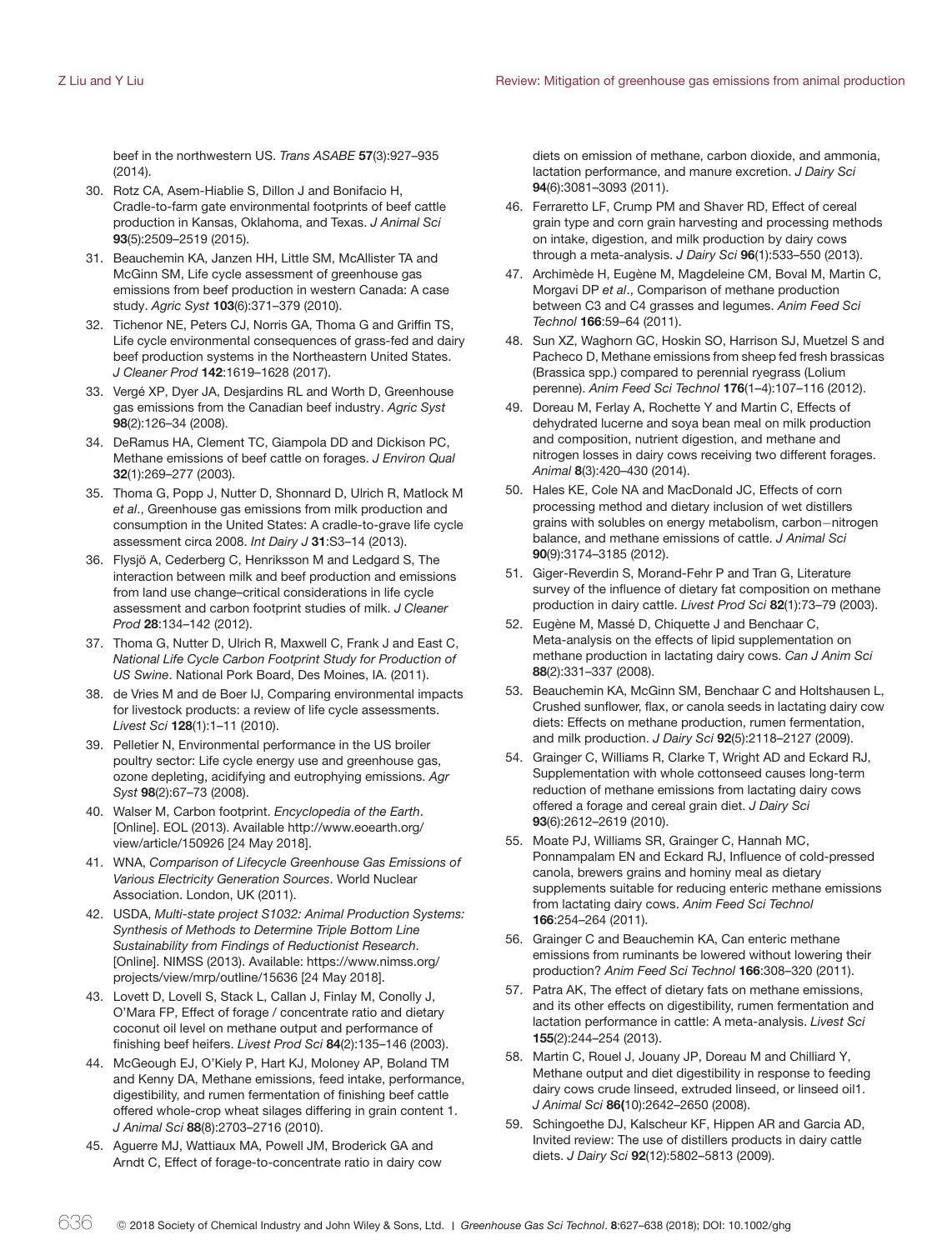beef in the northwestern US. *Trans ASABE* **57**(3):927–935 (2014).

30. Rotz CA, Asem-Hiablie S, Dillon J and Bonifacio H, Cradle-to-farm gate environmental footprints of beef cattle production in Kansas, Oklahoma, and Texas. *J Animal Sci* **93**(5):2509–2519 (2015).
31. Beauchemin KA, Janzen HH, Little SM, McAllister TA and McGinn SM, Life cycle assessment of greenhouse gas emissions from beef production in western Canada: A case study. *Agric Syst* **103**(6):371–379 (2010).
32. Tichenor NE, Peters CJ, Norris GA, Thoma G and Griffin TS, Life cycle environmental consequences of grass-fed and dairy beef production systems in the Northeastern United States. *J Cleaner Prod* **142**:1619–1628 (2017).
33. Vergé XP, Dyer JA, Desjardins RL and Worth D, Greenhouse gas emissions from the Canadian beef industry. *Agric Syst* **98**(2):126–34 (2008).
34. DeRamus HA, Clement TC, Giampola DD and Dickison PC, Methane emissions of beef cattle on forages. *J Environ Qual* **32**(1):269–277 (2003).
35. Thoma G, Popp J, Nutter D, Shonnard D, Ulrich R, Matlock M *et al*., Greenhouse gas emissions from milk production and consumption in the United States: A cradle-to-grave life cycle assessment circa 2008. *Int Dairy J* **31**:S3–14 (2013).
36. Flysjö A, Cederberg C, Henriksson M and Ledgard S, The interaction between milk and beef production and emissions from land use change–critical considerations in life cycle assessment and carbon footprint studies of milk. *J Cleaner Prod* **28**:134–142 (2012).
37. Thoma G, Nutter D, Ulrich R, Maxwell C, Frank J and East C, *National Life Cycle Carbon Footprint Study for Production of US Swine*. National Pork Board, Des Moines, IA. (2011).
38. de Vries M and de Boer IJ, Comparing environmental impacts for livestock products: a review of life cycle assessments. *Livest Sci* **128**(1):1–11 (2010).
39. Pelletier N, Environmental performance in the US broiler poultry sector: Life cycle energy use and greenhouse gas, ozone depleting, acidifying and eutrophying emissions. *Agr Syst* **98**(2):67–73 (2008).
40. Walser M, Carbon footprint. *Encyclopedia of the Earth*. [Online]. EOL (2013). Available http://www.eoearth.org/view/article/150926 [24 May 2018].
41. WNA, *Comparison of Lifecycle Greenhouse Gas Emissions of Various Electricity Generation Sources*. World Nuclear Association. London, UK (2011).
42. USDA, *Multi-state project S1032: Animal Production Systems: Synthesis of Methods to Determine Triple Bottom Line Sustainability from Findings of Reductionist Research*. [Online]. NIMSS (2013). Available: https://www.nimss.org/projects/view/mrp/outline/15636 [24 May 2018].
43. Lovett D, Lovell S, Stack L, Callan J, Finlay M, Conolly J, O'Mara FP, Effect of forage / concentrate ratio and dietary coconut oil level on methane output and performance of finishing beef heifers. *Livest Prod Sci* **84**(2):135–146 (2003).
44. McGeough EJ, O'Kiely P, Hart KJ, Moloney AP, Boland TM and Kenny DA, Methane emissions, feed intake, performance, digestibility, and rumen fermentation of finishing beef cattle offered whole-crop wheat silages differing in grain content 1. *J Animal Sci* **88**(8):2703–2716 (2010).
45. Aguerre MJ, Wattiaux MA, Powell JM, Broderick GA and Arndt C, Effect of forage-to-concentrate ratio in dairy cow diets on emission of methane, carbon dioxide, and ammonia, lactation performance, and manure excretion. *J Dairy Sci* **94**(6):3081–3093 (2011).
46. Ferraretto LF, Crump PM and Shaver RD, Effect of cereal grain type and corn grain harvesting and processing methods on intake, digestion, and milk production by dairy cows through a meta-analysis. *J Dairy Sci* **96**(1):533–550 (2013).
47. Archimède H, Eugène M, Magdeleine CM, Boval M, Martin C, Morgavi DP *et al*., Comparison of methane production between C3 and C4 grasses and legumes. *Anim Feed Sci Technol* **166**:59–64 (2011).
48. Sun XZ, Waghorn GC, Hoskin SO, Harrison SJ, Muetzel S and Pacheco D, Methane emissions from sheep fed fresh brassicas (Brassica spp.) compared to perennial ryegrass (Lolium perenne). *Anim Feed Sci Technol* **176**(1–4):107–116 (2012).
49. Doreau M, Ferlay A, Rochette Y and Martin C, Effects of dehydrated lucerne and soya bean meal on milk production and composition, nutrient digestion, and methane and nitrogen losses in dairy cows receiving two different forages. *Animal* **8**(3):420–430 (2014).
50. Hales KE, Cole NA and MacDonald JC, Effects of corn processing method and dietary inclusion of wet distillers grains with solubles on energy metabolism, carbon−nitrogen balance, and methane emissions of cattle. *J Animal Sci* **90**(9):3174–3185 (2012).
51. Giger-Reverdin S, Morand-Fehr P and Tran G, Literature survey of the influence of dietary fat composition on methane production in dairy cattle. *Livest Prod Sci* **82**(1):73–79 (2003).
52. Eugène M, Massé D, Chiquette J and Benchaar C, Meta-analysis on the effects of lipid supplementation on methane production in lactating dairy cows. *Can J Anim Sci* **88**(2):331–337 (2008).
53. Beauchemin KA, McGinn SM, Benchaar C and Holtshausen L, Crushed sunflower, flax, or canola seeds in lactating dairy cow diets: Effects on methane production, rumen fermentation, and milk production. *J Dairy Sci* **92**(5):2118–2127 (2009).
54. Grainger C, Williams R, Clarke T, Wright AD and Eckard RJ, Supplementation with whole cottonseed causes long-term reduction of methane emissions from lactating dairy cows offered a forage and cereal grain diet. *J Dairy Sci* **93**(6):2612–2619 (2010).
55. Moate PJ, Williams SR, Grainger C, Hannah MC, Ponnampalam EN and Eckard RJ, Influence of cold-pressed canola, brewers grains and hominy meal as dietary supplements suitable for reducing enteric methane emissions from lactating dairy cows. *Anim Feed Sci Technol* **166**:254–264 (2011).
56. Grainger C and Beauchemin KA, Can enteric methane emissions from ruminants be lowered without lowering their production? *Anim Feed Sci Technol* **166**:308–320 (2011).
57. Patra AK, The effect of dietary fats on methane emissions, and its other effects on digestibility, rumen fermentation and lactation performance in cattle: A meta-analysis. *Livest Sci* **155**(2):244–254 (2013).
58. Martin C, Rouel J, Jouany JP, Doreau M and Chilliard Y, Methane output and diet digestibility in response to feeding dairy cows crude linseed, extruded linseed, or linseed oil1. *J Animal Sci* **86(**10):2642–2650 (2008).
59. Schingoethe DJ, Kalscheur KF, Hippen AR and Garcia AD, Invited review: The use of distillers products in dairy cattle diets. *J Dairy Sci* **92**(12):5802–5813 (2009).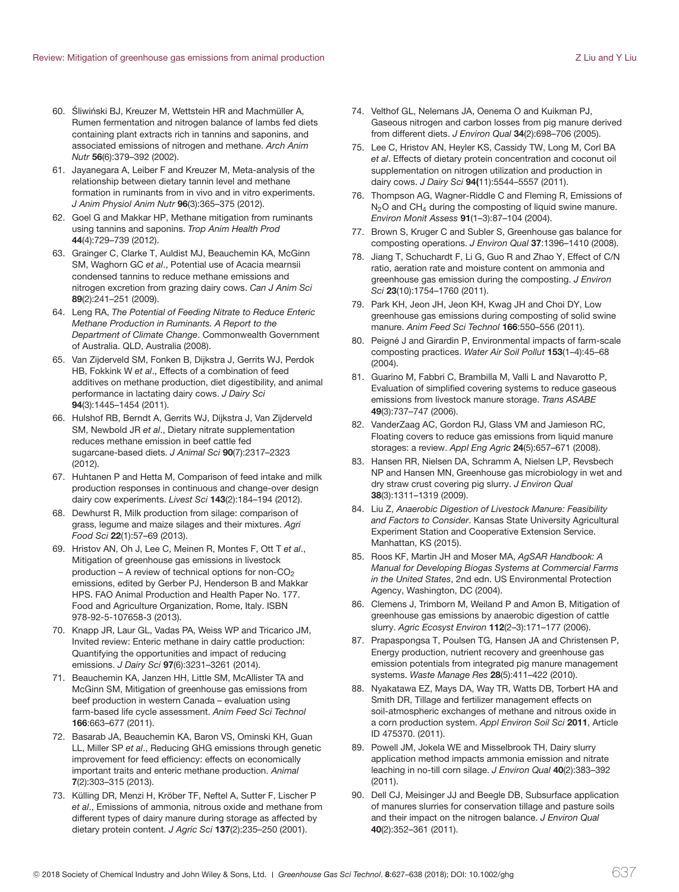60. Śliwiński BJ, Kreuzer M, Wettstein HR and Machmüller A, Rumen fermentation and nitrogen balance of lambs fed diets containing plant extracts rich in tannins and saponins, and associated emissions of nitrogen and methane. *Arch Anim Nutr* **56**(6):379–392 (2002).
61. Jayanegara A, Leiber F and Kreuzer M, Meta-analysis of the relationship between dietary tannin level and methane formation in ruminants from in vivo and in vitro experiments. *J Anim Physiol Anim Nutr* **96**(3):365–375 (2012).
62. Goel G and Makkar HP, Methane mitigation from ruminants using tannins and saponins. *Trop Anim Health Prod* **44**(4):729–739 (2012).
63. Grainger C, Clarke T, Auldist MJ, Beauchemin KA, McGinn SM, Waghorn GC *et al*., Potential use of Acacia mearnsii condensed tannins to reduce methane emissions and nitrogen excretion from grazing dairy cows. *Can J Anim Sci* **89**(2):241–251 (2009).
64. Leng RA, *The Potential of Feeding Nitrate to Reduce Enteric Methane Production in Ruminants. A Report to the Department of Climate Change*. Commonwealth Government of Australia. QLD, Australia (2008).
65. Van Zijderveld SM, Fonken B, Dijkstra J, Gerrits WJ, Perdok HB, Fokkink W *et al*., Effects of a combination of feed additives on methane production, diet digestibility, and animal performance in lactating dairy cows. *J Dairy Sci* **94**(3):1445–1454 (2011).
66. Hulshof RB, Berndt A, Gerrits WJ, Dijkstra J, Van Zijderveld SM, Newbold JR *et al*., Dietary nitrate supplementation reduces methane emission in beef cattle fed sugarcane-based diets. *J Animal Sci* **90**(7):2317–2323 (2012).
67. Huhtanen P and Hetta M, Comparison of feed intake and milk production responses in continuous and change-over design dairy cow experiments. *Livest Sci* **143**(2):184–194 (2012).
68. Dewhurst R, Milk production from silage: comparison of grass, legume and maize silages and their mixtures. *Agri Food Sci* **22**(1):57–69 (2013).
69. Hristov AN, Oh J, Lee C, Meinen R, Montes F, Ott T *et al*., Mitigation of greenhouse gas emissions in livestock production – A review of technical options for non-$CO_2$ emissions, edited by Gerber PJ, Henderson B and Makkar HPS. FAO Animal Production and Health Paper No. 177. Food and Agriculture Organization, Rome, Italy. ISBN 978-92-5-107658-3 (2013).
70. Knapp JR, Laur GL, Vadas PA, Weiss WP and Tricarico JM, Invited review: Enteric methane in dairy cattle production: Quantifying the opportunities and impact of reducing emissions. *J Dairy Sci* **97**(6):3231–3261 (2014).
71. Beauchemin KA, Janzen HH, Little SM, McAllister TA and McGinn SM, Mitigation of greenhouse gas emissions from beef production in western Canada – evaluation using farm-based life cycle assessment. *Anim Feed Sci Technol* **166**:663–677 (2011).
72. Basarab JA, Beauchemin KA, Baron VS, Ominski KH, Guan LL, Miller SP *et al*., Reducing GHG emissions through genetic improvement for feed efficiency: effects on economically important traits and enteric methane production. *Animal* **7**(2):303–315 (2013).
73. Külling DR, Menzi H, Kröber TF, Neftel A, Sutter F, Lischer P *et al*., Emissions of ammonia, nitrous oxide and methane from different types of dairy manure during storage as affected by dietary protein content. *J Agric Sci* **137**(2):235–250 (2001).
74. Velthof GL, Nelemans JA, Oenema O and Kuikman PJ, Gaseous nitrogen and carbon losses from pig manure derived from different diets. *J Environ Qual* **34**(2):698–706 (2005).
75. Lee C, Hristov AN, Heyler KS, Cassidy TW, Long M, Corl BA *et al*. Effects of dietary protein concentration and coconut oil supplementation on nitrogen utilization and production in dairy cows. *J Dairy Sci* **94(**11):5544–5557 (2011).
76. Thompson AG, Wagner-Riddle C and Fleming R, Emissions of $N_2O$ and $CH_4$ during the composting of liquid swine manure. *Environ Monit Assess* **91**(1–3):87–104 (2004).
77. Brown S, Kruger C and Subler S, Greenhouse gas balance for composting operations. *J Environ Qual* **37**:1396–1410 (2008).
78. Jiang T, Schuchardt F, Li G, Guo R and Zhao Y, Effect of C/N ratio, aeration rate and moisture content on ammonia and greenhouse gas emission during the composting. *J Environ Sci* **23**(10):1754–1760 (2011).
79. Park KH, Jeon JH, Jeon KH, Kwag JH and Choi DY, Low greenhouse gas emissions during composting of solid swine manure. *Anim Feed Sci Technol* **166**:550–556 (2011).
80. Peigné J and Girardin P, Environmental impacts of farm-scale composting practices. *Water Air Soil Pollut* **153**(1–4):45–68 (2004).
81. Guarino M, Fabbri C, Brambilla M, Valli L and Navarotto P, Evaluation of simplified covering systems to reduce gaseous emissions from livestock manure storage. *Trans ASABE* **49**(3):737–747 (2006).
82. VanderZaag AC, Gordon RJ, Glass VM and Jamieson RC, Floating covers to reduce gas emissions from liquid manure storages: a review. *Appl Eng Agric* **24**(5):657–671 (2008).
83. Hansen RR, Nielsen DA, Schramm A, Nielsen LP, Revsbech NP and Hansen MN, Greenhouse gas microbiology in wet and dry straw crust covering pig slurry. *J Environ Qual* **38**(3):1311–1319 (2009).
84. Liu Z, *Anaerobic Digestion of Livestock Manure: Feasibility and Factors to Consider*. Kansas State University Agricultural Experiment Station and Cooperative Extension Service. Manhattan, KS (2015).
85. Roos KF, Martin JH and Moser MA, *AgSAR Handbook: A Manual for Developing Biogas Systems at Commercial Farms in the United States*, 2nd edn. US Environmental Protection Agency, Washington, DC (2004).
86. Clemens J, Trimborn M, Weiland P and Amon B, Mitigation of greenhouse gas emissions by anaerobic digestion of cattle slurry. *Agric Ecosyst Environ* **112**(2–3):171–177 (2006).
87. Prapaspongsa T, Poulsen TG, Hansen JA and Christensen P, Energy production, nutrient recovery and greenhouse gas emission potentials from integrated pig manure management systems. *Waste Manage Res* **28**(5):411–422 (2010).
88. Nyakatawa EZ, Mays DA, Way TR, Watts DB, Torbert HA and Smith DR, Tillage and fertilizer management effects on soil-atmospheric exchanges of methane and nitrous oxide in a corn production system. *Appl Environ Soil Sci* **2011**, Article ID 475370. (2011).
89. Powell JM, Jokela WE and Misselbrook TH, Dairy slurry application method impacts ammonia emission and nitrate leaching in no-till corn silage. *J Environ Qual* **40**(2):383–392 (2011).
90. Dell CJ, Meisinger JJ and Beegle DB, Subsurface application of manures slurries for conservation tillage and pasture soils and their impact on the nitrogen balance. *J Environ Qual* **40**(2):352–361 (2011).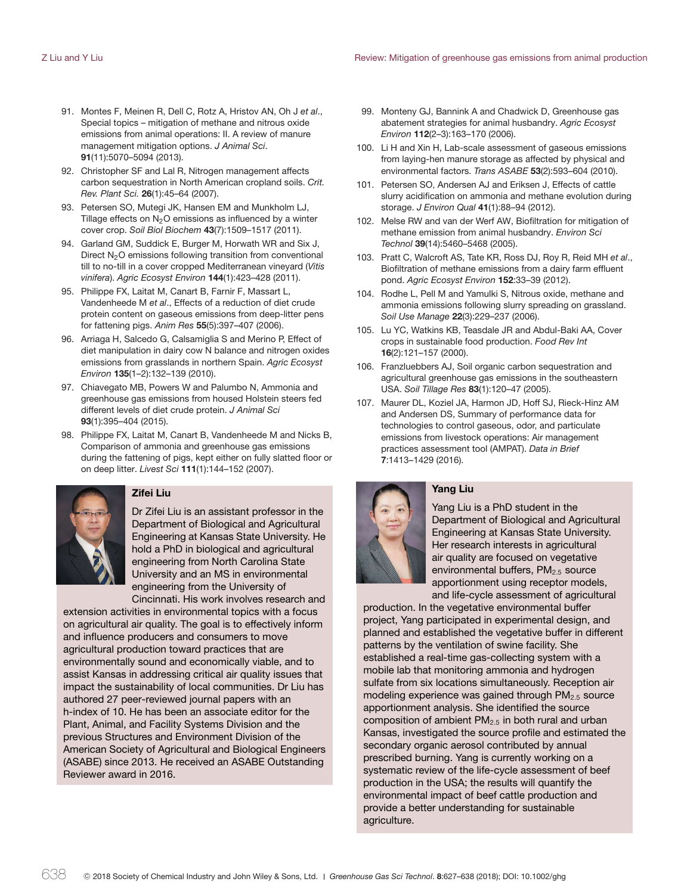91. Montes F, Meinen R, Dell C, Rotz A, Hristov AN, Oh J *et al.*, Special topics – mitigation of methane and nitrous oxide emissions from animal operations: II. A review of manure management mitigation options. *J Animal Sci*. **91**(11):5070–5094 (2013).
92. Christopher SF and Lal R, Nitrogen management affects carbon sequestration in North American cropland soils. *Crit. Rev. Plant Sci.* **26**(1):45–64 (2007).
93. Petersen SO, Mutegi JK, Hansen EM and Munkholm LJ, Tillage effects on $N_2O$ emissions as influenced by a winter cover crop. *Soil Biol Biochem* **43**(7):1509–1517 (2011).
94. Garland GM, Suddick E, Burger M, Horwath WR and Six J, Direct $N_2O$ emissions following transition from conventional till to no-till in a cover cropped Mediterranean vineyard (*Vitis vinifera*). *Agric Ecosyst Environ* **144**(1):423–428 (2011).
95. Philippe FX, Laitat M, Canart B, Farnir F, Massart L, Vandenheede M *et al.*, Effects of a reduction of diet crude protein content on gaseous emissions from deep-litter pens for fattening pigs. *Anim Res* **55**(5):397–407 (2006).
96. Arriaga H, Salcedo G, Calsamiglia S and Merino P, Effect of diet manipulation in dairy cow N balance and nitrogen oxides emissions from grasslands in northern Spain. *Agric Ecosyst Environ* **135**(1–2):132–139 (2010).
97. Chiavegato MB, Powers W and Palumbo N, Ammonia and greenhouse gas emissions from housed Holstein steers fed different levels of diet crude protein. *J Animal Sci* **93**(1):395–404 (2015).
98. Philippe FX, Laitat M, Canart B, Vandenheede M and Nicks B, Comparison of ammonia and greenhouse gas emissions during the fattening of pigs, kept either on fully slatted floor or on deep litter. *Livest Sci* **111**(1):144–152 (2007).
99. Monteny GJ, Bannink A and Chadwick D, Greenhouse gas abatement strategies for animal husbandry. *Agric Ecosyst Environ* **112**(2–3):163–170 (2006).
100. Li H and Xin H, Lab-scale assessment of gaseous emissions from laying-hen manure storage as affected by physical and environmental factors. *Trans ASABE* **53**(2):593–604 (2010).
101. Petersen SO, Andersen AJ and Eriksen J, Effects of cattle slurry acidification on ammonia and methane evolution during storage. *J Environ Qual* **41**(1):88–94 (2012).
102. Melse RW and van der Werf AW, Biofiltration for mitigation of methane emission from animal husbandry. *Environ Sci Technol* **39**(14):5460–5468 (2005).
103. Pratt C, Walcroft AS, Tate KR, Ross DJ, Roy R, Reid MH *et al.*, Biofiltration of methane emissions from a dairy farm effluent pond. *Agric Ecosyst Environ* **152**:33–39 (2012).
104. Rodhe L, Pell M and Yamulki S, Nitrous oxide, methane and ammonia emissions following slurry spreading on grassland. *Soil Use Manage* **22**(3):229–237 (2006).
105. Lu YC, Watkins KB, Teasdale JR and Abdul-Baki AA, Cover crops in sustainable food production. *Food Rev Int* **16**(2):121–157 (2000).
106. Franzluebbers AJ, Soil organic carbon sequestration and agricultural greenhouse gas emissions in the southeastern USA. *Soil Tillage Res* **83**(1):120–47 (2005).
107. Maurer DL, Koziel JA, Harmon JD, Hoff SJ, Rieck-Hinz AM and Andersen DS, Summary of performance data for technologies to control gaseous, odor, and particulate emissions from livestock operations: Air management practices assessment tool (AMPAT). *Data in Brief* **7**:1413–1429 (2016).

**Zifei Liu**

Dr Zifei Liu is an assistant professor in the Department of Biological and Agricultural Engineering at Kansas State University. He hold a PhD in biological and agricultural engineering from North Carolina State University and an MS in environmental engineering from the University of Cincinnati. His work involves research and extension activities in environmental topics with a focus on agricultural air quality. The goal is to effectively inform and influence producers and consumers to move agricultural production toward practices that are environmentally sound and economically viable, and to assist Kansas in addressing critical air quality issues that impact the sustainability of local communities. Dr Liu has authored 27 peer-reviewed journal papers with an h-index of 10. He has been an associate editor for the Plant, Animal, and Facility Systems Division and the previous Structures and Environment Division of the American Society of Agricultural and Biological Engineers (ASABE) since 2013. He received an ASABE Outstanding Reviewer award in 2016.

**Yang Liu**

Yang Liu is a PhD student in the Department of Biological and Agricultural Engineering at Kansas State University. Her research interests in agricultural air quality are focused on vegetative environmental buffers, $PM_{2.5}$ source apportionment using receptor models, and life-cycle assessment of agricultural production. In the vegetative environmental buffer project, Yang participated in experimental design, and planned and established the vegetative buffer in different patterns by the ventilation of swine facility. She established a real-time gas-collecting system with a mobile lab that monitoring ammonia and hydrogen sulfate from six locations simultaneously. Reception air modeling experience was gained through $PM_{2.5}$ source apportionment analysis. She identified the source composition of ambient $PM_{2.5}$ in both rural and urban Kansas, investigated the source profile and estimated the secondary organic aerosol contributed by annual prescribed burning. Yang is currently working on a systematic review of the life-cycle assessment of beef production in the USA; the results will quantify the environmental impact of beef cattle production and provide a better understanding for sustainable agriculture.